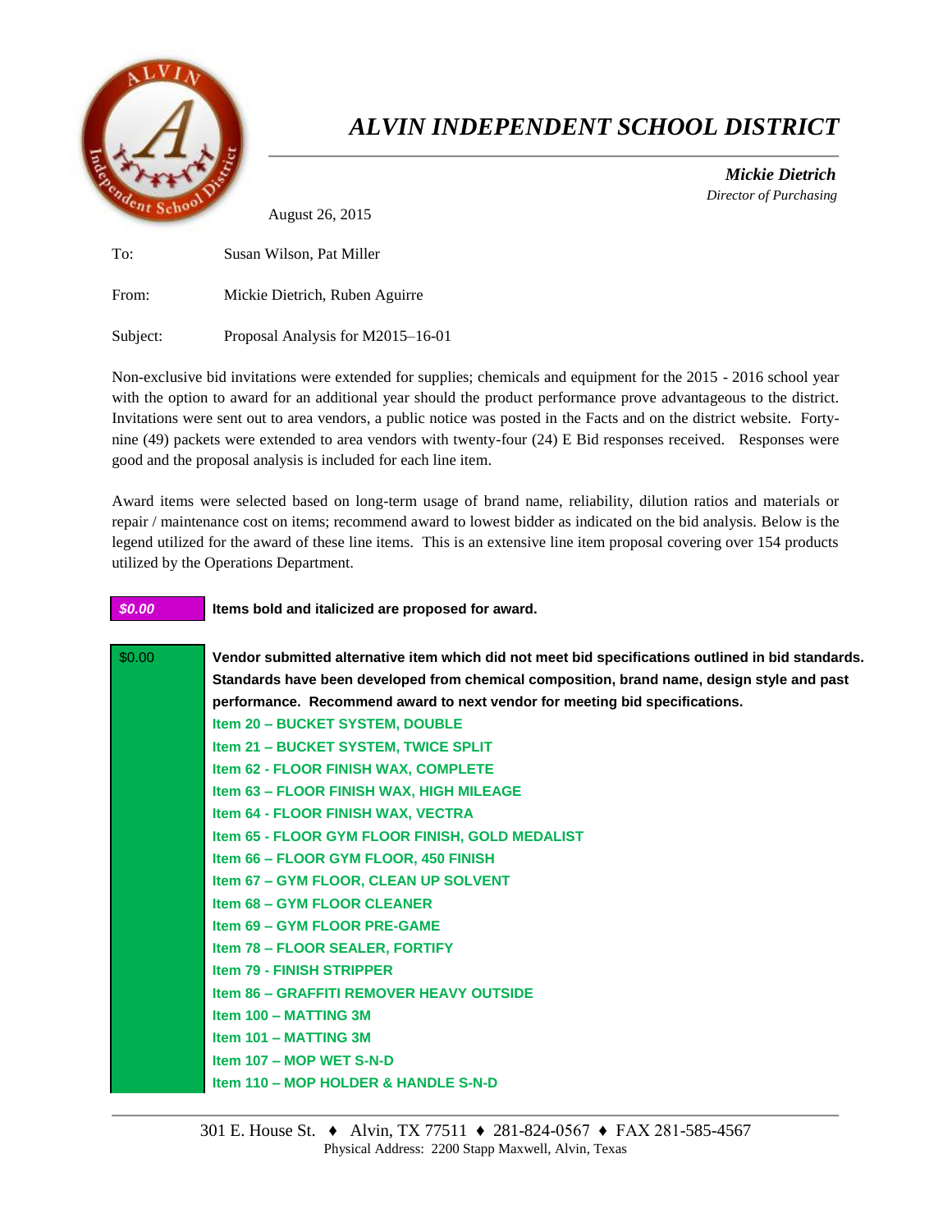# *ALVIN INDEPENDENT SCHOOL DISTRICT*

***Mickie Dietrich***
*Director of Purchasing*

August 26, 2015

To: Susan Wilson, Pat Miller

From: Mickie Dietrich, Ruben Aguirre

Subject: Proposal Analysis for M2015–16-01

Non-exclusive bid invitations were extended for supplies; chemicals and equipment for the 2015 - 2016 school year with the option to award for an additional year should the product performance prove advantageous to the district. Invitations were sent out to area vendors, a public notice was posted in the Facts and on the district website. Forty-nine (49) packets were extended to area vendors with twenty-four (24) E Bid responses received. Responses were good and the proposal analysis is included for each line item.

Award items were selected based on long-term usage of brand name, reliability, dilution ratios and materials or repair / maintenance cost on items; recommend award to lowest bidder as indicated on the bid analysis. Below is the legend utilized for the award of these line items. This is an extensive line item proposal covering over 154 products utilized by the Operations Department.

| Legend | Description |
|---|---|
| ***$0.00*** | **Items bold and italicized are proposed for award.** |
| $0.00 | **Vendor submitted alternative item which did not meet bid specifications outlined in bid standards. Standards have been developed from chemical composition, brand name, design style and past performance. Recommend award to next vendor for meeting bid specifications.** |

**Item 20 – BUCKET SYSTEM, DOUBLE**
**Item 21 – BUCKET SYSTEM, TWICE SPLIT**
**Item 62 - FLOOR FINISH WAX, COMPLETE**
**Item 63 – FLOOR FINISH WAX, HIGH MILEAGE**
**Item 64 - FLOOR FINISH WAX, VECTRA**
**Item 65 - FLOOR GYM FLOOR FINISH, GOLD MEDALIST**
**Item 66 – FLOOR GYM FLOOR, 450 FINISH**
**Item 67 – GYM FLOOR, CLEAN UP SOLVENT**
**Item 68 – GYM FLOOR CLEANER**
**Item 69 – GYM FLOOR PRE-GAME**
**Item 78 – FLOOR SEALER, FORTIFY**
**Item 79 - FINISH STRIPPER**
**Item 86 – GRAFFITI REMOVER HEAVY OUTSIDE**
**Item 100 – MATTING 3M**
**Item 101 – MATTING 3M**
**Item 107 – MOP WET S-N-D**
**Item 110 – MOP HOLDER & HANDLE S-N-D**

301 E. House St. ♦ Alvin, TX 77511 ♦ 281-824-0567 ♦ FAX 281-585-4567
Physical Address: 2200 Stapp Maxwell, Alvin, Texas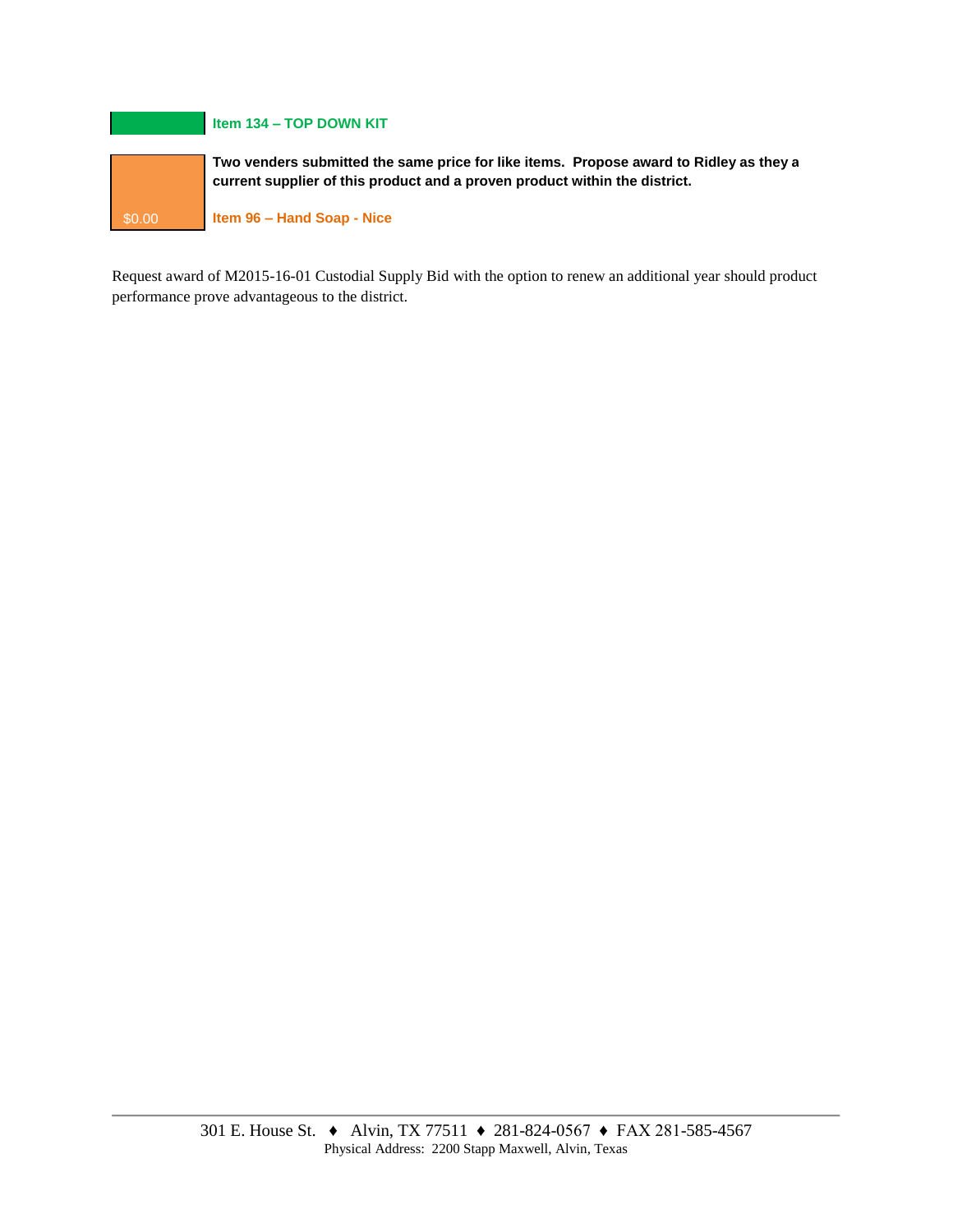**Item 134 – TOP DOWN KIT**

$0.00

**Two venders submitted the same price for like items. Propose award to Ridley as they a current supplier of this product and a proven product within the district.**

**Item 96 – Hand Soap - Nice**

Request award of M2015-16-01 Custodial Supply Bid with the option to renew an additional year should product performance prove advantageous to the district.